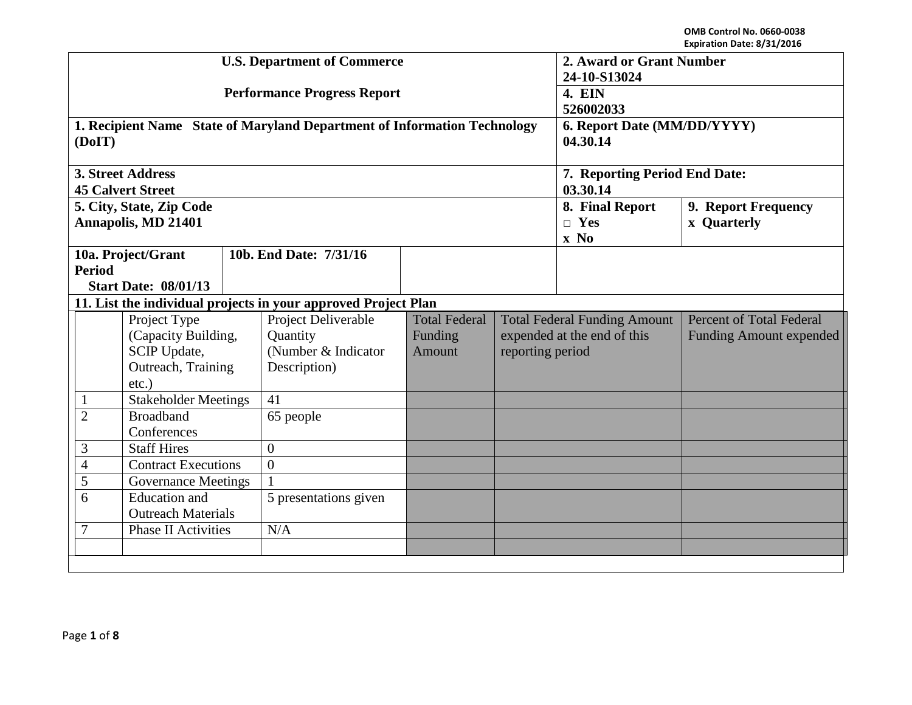OMB Control No. 0660-0038
Expiration Date: 8/31/2016

| U.S. Department of Commerce | 2. Award or Grant Number |
|---|---|
| Performance Progress Report | 24-10-S13024 |
| | 4. EIN 526002033 |
| 1. Recipient Name State of Maryland Department of Information Technology (DoIT) | 6. Report Date (MM/DD/YYYY) 04.30.14 |
| 3. Street Address 45 Calvert Street | 7. Reporting Period End Date: 03.30.14 |
| 5. City, State, Zip Code Annapolis, MD 21401 | 8. Final Report □ Yes x No / 9. Report Frequency x Quarterly |
| 10a. Project/Grant Period Start Date: 08/01/13 | 10b. End Date: 7/31/16 |

**11. List the individual projects in your approved Project Plan**

| | Project Type (Capacity Building, SCIP Update, Outreach, Training etc.) | Project Deliverable Quantity (Number & Indicator Description) | Total Federal Funding Amount | Total Federal Funding Amount expended at the end of this reporting period | Percent of Total Federal Funding Amount expended |
|---|---|---|---|---|---|
| 1 | Stakeholder Meetings | 41 | | | |
| 2 | Broadband Conferences | 65 people | | | |
| 3 | Staff Hires | 0 | | | |
| 4 | Contract Executions | 0 | | | |
| 5 | Governance Meetings | 1 | | | |
| 6 | Education and Outreach Materials | 5 presentations given | | | |
| 7 | Phase II Activities | N/A | | | |
| | | | | | |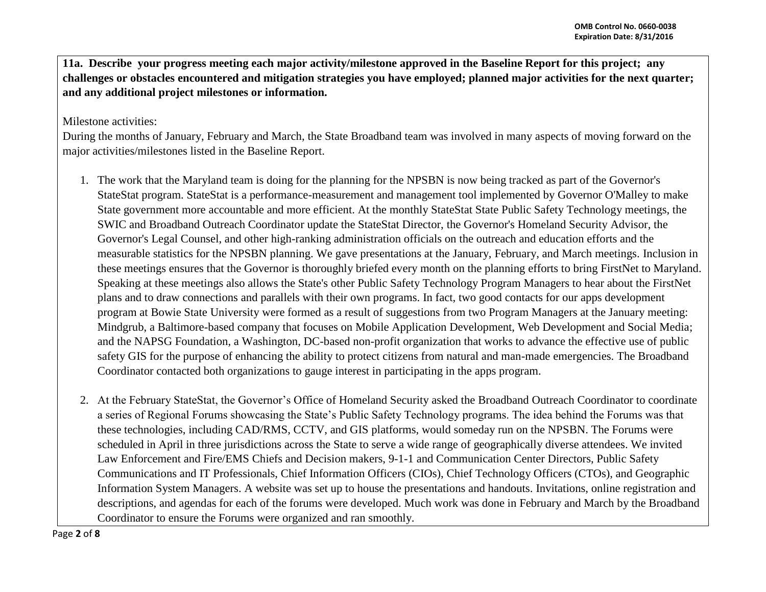**11a. Describe your progress meeting each major activity/milestone approved in the Baseline Report for this project; any challenges or obstacles encountered and mitigation strategies you have employed; planned major activities for the next quarter; and any additional project milestones or information.**

Milestone activities:

During the months of January, February and March, the State Broadband team was involved in many aspects of moving forward on the major activities/milestones listed in the Baseline Report.

1. The work that the Maryland team is doing for the planning for the NPSBN is now being tracked as part of the Governor's StateStat program. StateStat is a performance-measurement and management tool implemented by Governor O'Malley to make State government more accountable and more efficient. At the monthly StateStat State Public Safety Technology meetings, the SWIC and Broadband Outreach Coordinator update the StateStat Director, the Governor's Homeland Security Advisor, the Governor's Legal Counsel, and other high-ranking administration officials on the outreach and education efforts and the measurable statistics for the NPSBN planning. We gave presentations at the January, February, and March meetings. Inclusion in these meetings ensures that the Governor is thoroughly briefed every month on the planning efforts to bring FirstNet to Maryland. Speaking at these meetings also allows the State's other Public Safety Technology Program Managers to hear about the FirstNet plans and to draw connections and parallels with their own programs. In fact, two good contacts for our apps development program at Bowie State University were formed as a result of suggestions from two Program Managers at the January meeting: Mindgrub, a Baltimore-based company that focuses on Mobile Application Development, Web Development and Social Media; and the NAPSG Foundation, a Washington, DC-based non-profit organization that works to advance the effective use of public safety GIS for the purpose of enhancing the ability to protect citizens from natural and man-made emergencies. The Broadband Coordinator contacted both organizations to gauge interest in participating in the apps program.

2. At the February StateStat, the Governor's Office of Homeland Security asked the Broadband Outreach Coordinator to coordinate a series of Regional Forums showcasing the State's Public Safety Technology programs. The idea behind the Forums was that these technologies, including CAD/RMS, CCTV, and GIS platforms, would someday run on the NPSBN. The Forums were scheduled in April in three jurisdictions across the State to serve a wide range of geographically diverse attendees. We invited Law Enforcement and Fire/EMS Chiefs and Decision makers, 9-1-1 and Communication Center Directors, Public Safety Communications and IT Professionals, Chief Information Officers (CIOs), Chief Technology Officers (CTOs), and Geographic Information System Managers. A website was set up to house the presentations and handouts. Invitations, online registration and descriptions, and agendas for each of the forums were developed. Much work was done in February and March by the Broadband Coordinator to ensure the Forums were organized and ran smoothly.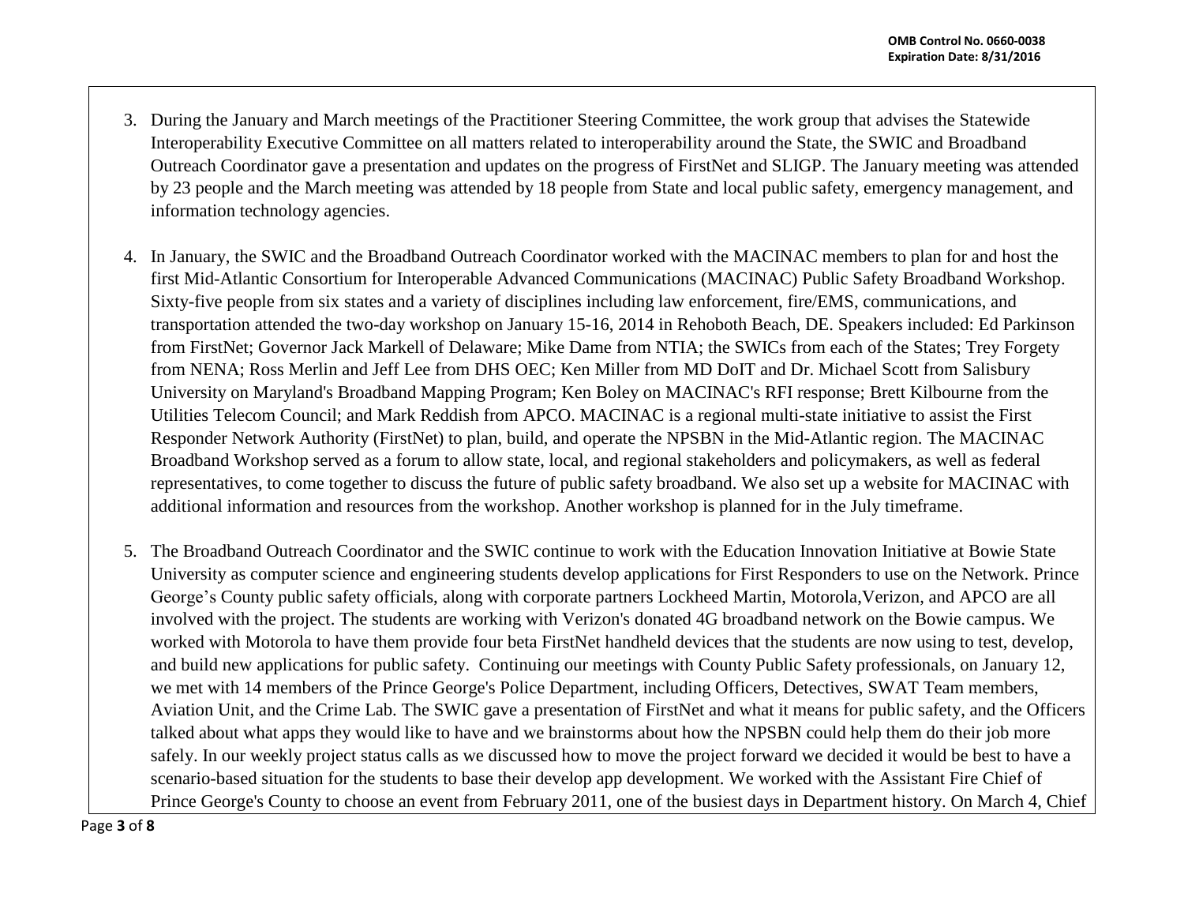3. During the January and March meetings of the Practitioner Steering Committee, the work group that advises the Statewide Interoperability Executive Committee on all matters related to interoperability around the State, the SWIC and Broadband Outreach Coordinator gave a presentation and updates on the progress of FirstNet and SLIGP. The January meeting was attended by 23 people and the March meeting was attended by 18 people from State and local public safety, emergency management, and information technology agencies.

4. In January, the SWIC and the Broadband Outreach Coordinator worked with the MACINAC members to plan for and host the first Mid-Atlantic Consortium for Interoperable Advanced Communications (MACINAC) Public Safety Broadband Workshop. Sixty-five people from six states and a variety of disciplines including law enforcement, fire/EMS, communications, and transportation attended the two-day workshop on January 15-16, 2014 in Rehoboth Beach, DE. Speakers included: Ed Parkinson from FirstNet; Governor Jack Markell of Delaware; Mike Dame from NTIA; the SWICs from each of the States; Trey Forgety from NENA; Ross Merlin and Jeff Lee from DHS OEC; Ken Miller from MD DoIT and Dr. Michael Scott from Salisbury University on Maryland's Broadband Mapping Program; Ken Boley on MACINAC's RFI response; Brett Kilbourne from the Utilities Telecom Council; and Mark Reddish from APCO. MACINAC is a regional multi-state initiative to assist the First Responder Network Authority (FirstNet) to plan, build, and operate the NPSBN in the Mid-Atlantic region. The MACINAC Broadband Workshop served as a forum to allow state, local, and regional stakeholders and policymakers, as well as federal representatives, to come together to discuss the future of public safety broadband. We also set up a website for MACINAC with additional information and resources from the workshop. Another workshop is planned for in the July timeframe.

5. The Broadband Outreach Coordinator and the SWIC continue to work with the Education Innovation Initiative at Bowie State University as computer science and engineering students develop applications for First Responders to use on the Network. Prince George's County public safety officials, along with corporate partners Lockheed Martin, Motorola,Verizon, and APCO are all involved with the project. The students are working with Verizon's donated 4G broadband network on the Bowie campus. We worked with Motorola to have them provide four beta FirstNet handheld devices that the students are now using to test, develop, and build new applications for public safety. Continuing our meetings with County Public Safety professionals, on January 12, we met with 14 members of the Prince George's Police Department, including Officers, Detectives, SWAT Team members, Aviation Unit, and the Crime Lab. The SWIC gave a presentation of FirstNet and what it means for public safety, and the Officers talked about what apps they would like to have and we brainstorms about how the NPSBN could help them do their job more safely. In our weekly project status calls as we discussed how to move the project forward we decided it would be best to have a scenario-based situation for the students to base their develop app development. We worked with the Assistant Fire Chief of Prince George's County to choose an event from February 2011, one of the busiest days in Department history. On March 4, Chief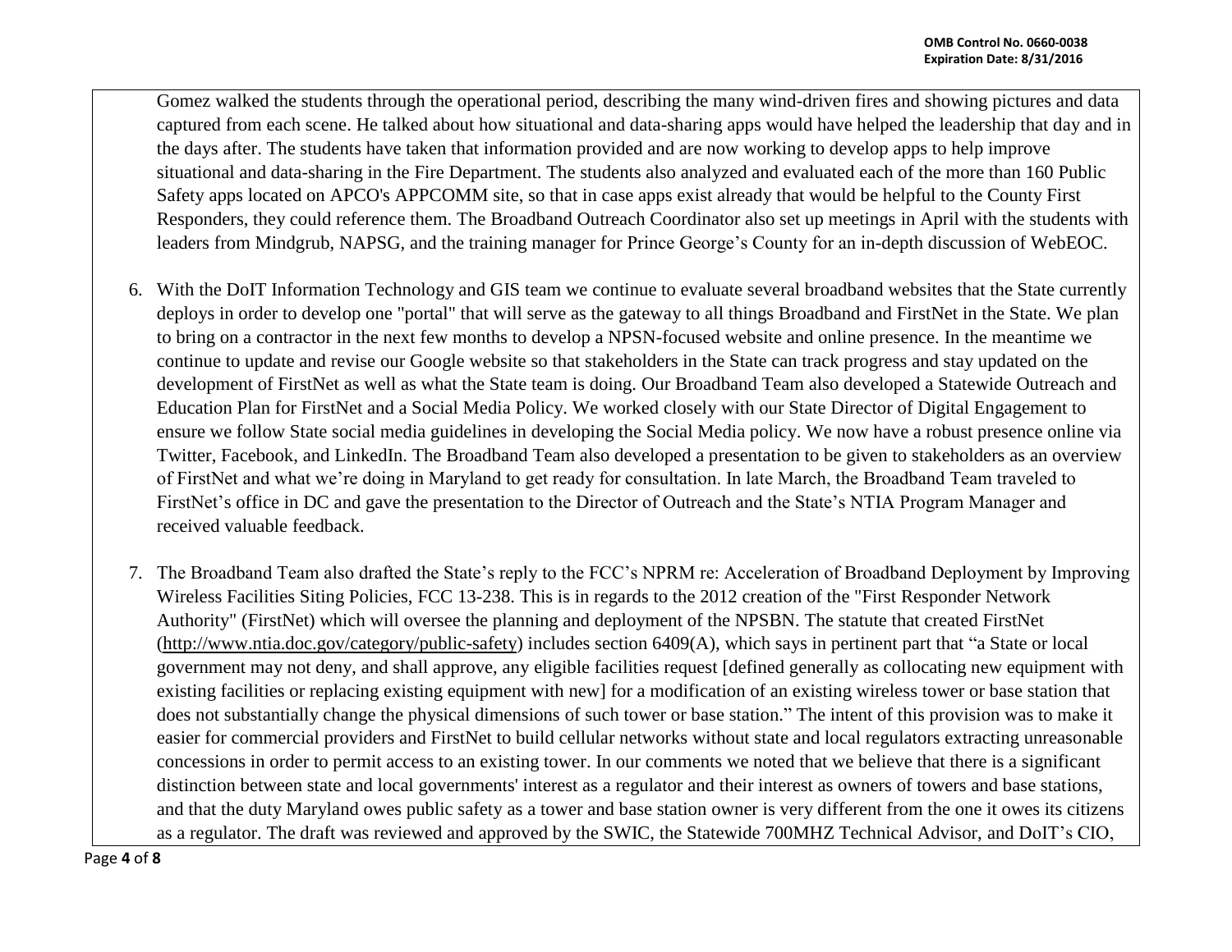Gomez walked the students through the operational period, describing the many wind-driven fires and showing pictures and data captured from each scene. He talked about how situational and data-sharing apps would have helped the leadership that day and in the days after. The students have taken that information provided and are now working to develop apps to help improve situational and data-sharing in the Fire Department. The students also analyzed and evaluated each of the more than 160 Public Safety apps located on APCO's APPCOMM site, so that in case apps exist already that would be helpful to the County First Responders, they could reference them. The Broadband Outreach Coordinator also set up meetings in April with the students with leaders from Mindgrub, NAPSG, and the training manager for Prince George's County for an in-depth discussion of WebEOC.

6. With the DoIT Information Technology and GIS team we continue to evaluate several broadband websites that the State currently deploys in order to develop one "portal" that will serve as the gateway to all things Broadband and FirstNet in the State. We plan to bring on a contractor in the next few months to develop a NPSN-focused website and online presence. In the meantime we continue to update and revise our Google website so that stakeholders in the State can track progress and stay updated on the development of FirstNet as well as what the State team is doing. Our Broadband Team also developed a Statewide Outreach and Education Plan for FirstNet and a Social Media Policy. We worked closely with our State Director of Digital Engagement to ensure we follow State social media guidelines in developing the Social Media policy. We now have a robust presence online via Twitter, Facebook, and LinkedIn. The Broadband Team also developed a presentation to be given to stakeholders as an overview of FirstNet and what we're doing in Maryland to get ready for consultation. In late March, the Broadband Team traveled to FirstNet's office in DC and gave the presentation to the Director of Outreach and the State's NTIA Program Manager and received valuable feedback.

7. The Broadband Team also drafted the State's reply to the FCC's NPRM re: Acceleration of Broadband Deployment by Improving Wireless Facilities Siting Policies, FCC 13-238. This is in regards to the 2012 creation of the "First Responder Network Authority" (FirstNet) which will oversee the planning and deployment of the NPSBN. The statute that created FirstNet (http://www.ntia.doc.gov/category/public-safety) includes section 6409(A), which says in pertinent part that "a State or local government may not deny, and shall approve, any eligible facilities request [defined generally as collocating new equipment with existing facilities or replacing existing equipment with new] for a modification of an existing wireless tower or base station that does not substantially change the physical dimensions of such tower or base station." The intent of this provision was to make it easier for commercial providers and FirstNet to build cellular networks without state and local regulators extracting unreasonable concessions in order to permit access to an existing tower. In our comments we noted that we believe that there is a significant distinction between state and local governments' interest as a regulator and their interest as owners of towers and base stations, and that the duty Maryland owes public safety as a tower and base station owner is very different from the one it owes its citizens as a regulator. The draft was reviewed and approved by the SWIC, the Statewide 700MHZ Technical Advisor, and DoIT's CIO,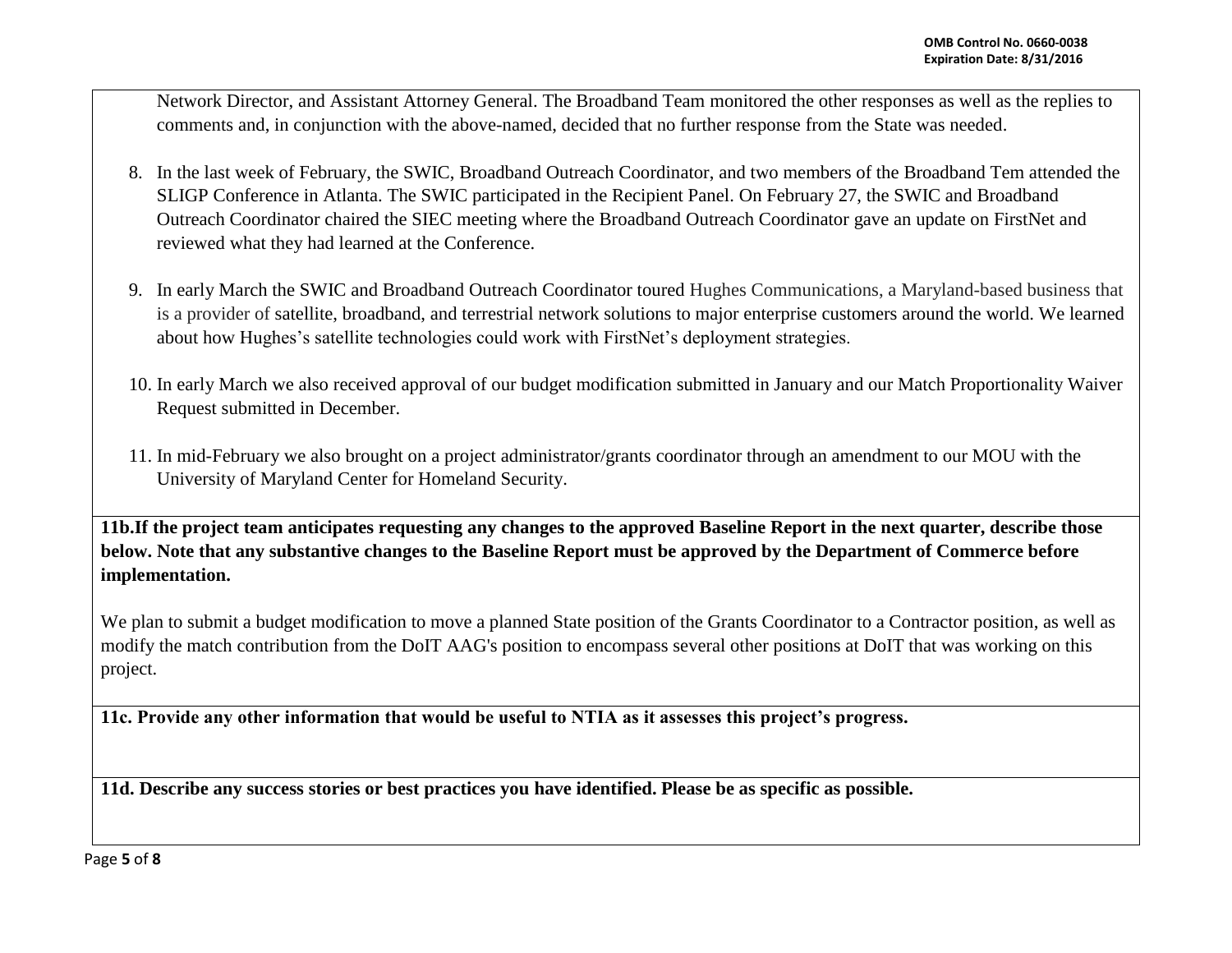Network Director, and Assistant Attorney General. The Broadband Team monitored the other responses as well as the replies to comments and, in conjunction with the above-named, decided that no further response from the State was needed.

8. In the last week of February, the SWIC, Broadband Outreach Coordinator, and two members of the Broadband Tem attended the SLIGP Conference in Atlanta. The SWIC participated in the Recipient Panel. On February 27, the SWIC and Broadband Outreach Coordinator chaired the SIEC meeting where the Broadband Outreach Coordinator gave an update on FirstNet and reviewed what they had learned at the Conference.

9. In early March the SWIC and Broadband Outreach Coordinator toured Hughes Communications, a Maryland-based business that is a provider of satellite, broadband, and terrestrial network solutions to major enterprise customers around the world. We learned about how Hughes's satellite technologies could work with FirstNet's deployment strategies.

10. In early March we also received approval of our budget modification submitted in January and our Match Proportionality Waiver Request submitted in December.

11. In mid-February we also brought on a project administrator/grants coordinator through an amendment to our MOU with the University of Maryland Center for Homeland Security.

**11b.If the project team anticipates requesting any changes to the approved Baseline Report in the next quarter, describe those below. Note that any substantive changes to the Baseline Report must be approved by the Department of Commerce before implementation.**

We plan to submit a budget modification to move a planned State position of the Grants Coordinator to a Contractor position, as well as modify the match contribution from the DoIT AAG's position to encompass several other positions at DoIT that was working on this project.

**11c. Provide any other information that would be useful to NTIA as it assesses this project's progress.**

**11d. Describe any success stories or best practices you have identified. Please be as specific as possible.**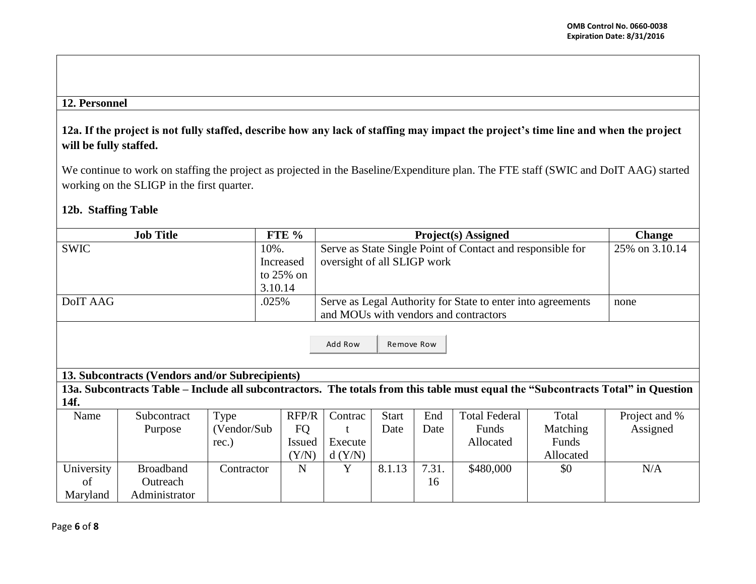## 12. Personnel

### 12a. If the project is not fully staffed, describe how any lack of staffing may impact the project's time line and when the project will be fully staffed.

We continue to work on staffing the project as projected in the Baseline/Expenditure plan. The FTE staff (SWIC and DoIT AAG) started working on the SLIGP in the first quarter.

### 12b. Staffing Table

| Job Title | FTE % | Project(s) Assigned | Change |
|---|---|---|---|
| SWIC | 10%. Increased to 25% on 3.10.14 | Serve as State Single Point of Contact and responsible for oversight of all SLIGP work | 25% on 3.10.14 |
| DoIT AAG | .025% | Serve as Legal Authority for State to enter into agreements and MOUs with vendors and contractors | none |

## 13. Subcontracts (Vendors and/or Subrecipients)

### 13a. Subcontracts Table – Include all subcontractors. The totals from this table must equal the "Subcontracts Total" in Question 14f.

| Name | Subcontract Purpose | Type (Vendor/Sub rec.) | RFP/RFQ Issued (Y/N) | Contract Executed (Y/N) | Start Date | End Date | Total Federal Funds Allocated | Total Matching Funds Allocated | Project and % Assigned |
|---|---|---|---|---|---|---|---|---|---|
| University of Maryland | Broadband Outreach Administrator | Contractor | N | Y | 8.1.13 | 7.31.16 | $480,000 | $0 | N/A |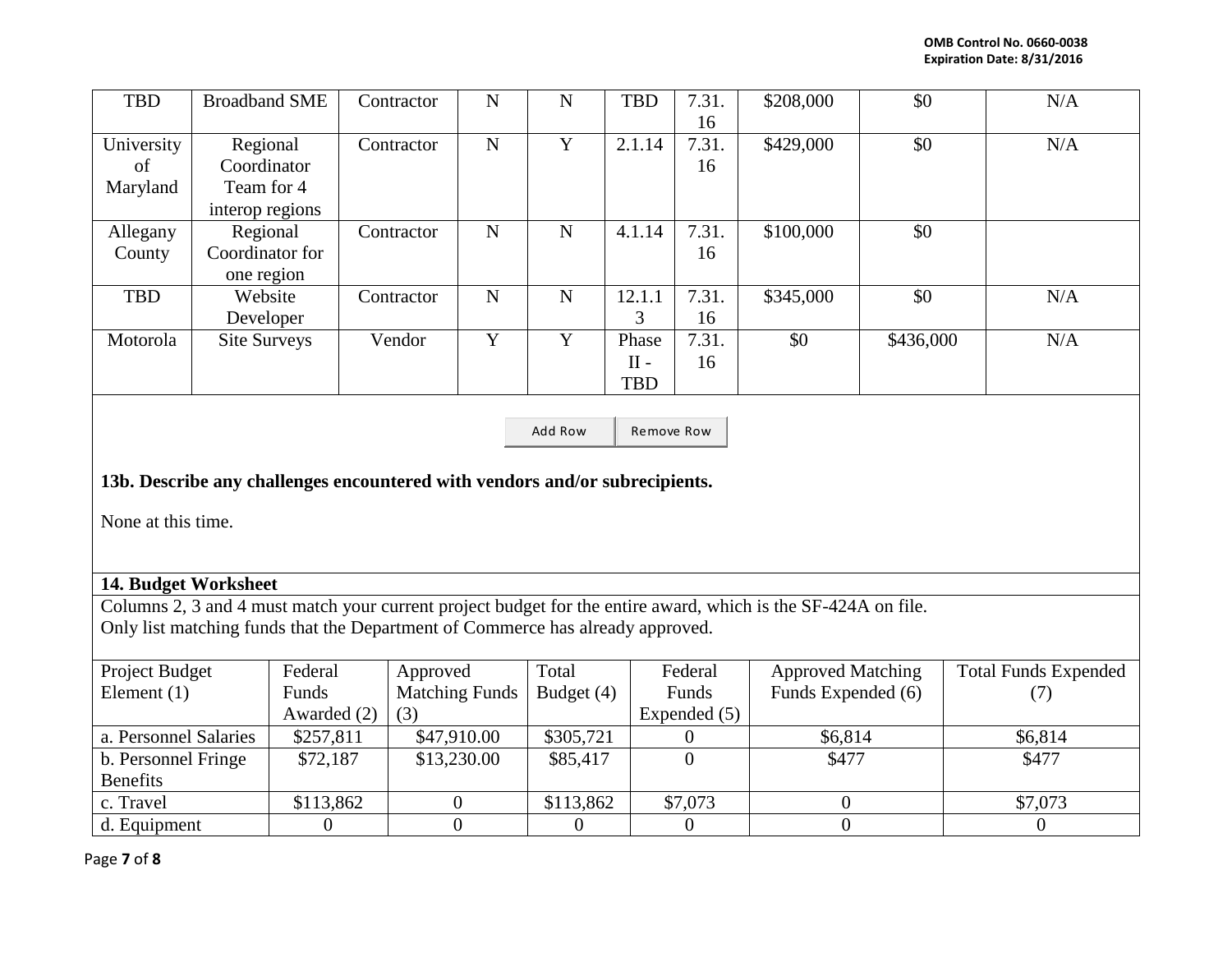| TBD | Broadband SME | Contractor | N | N | TBD | 7.31.16 | $208,000 | $0 | N/A |
|---|---|---|---|---|---|---|---|---|---|
| University of Maryland | Regional Coordinator Team for 4 interop regions | Contractor | N | Y | 2.1.14 | 7.31.16 | $429,000 | $0 | N/A |
| Allegany County | Regional Coordinator for one region | Contractor | N | N | 4.1.14 | 7.31.16 | $100,000 | $0 | |
| TBD | Website Developer | Contractor | N | N | 12.1.13 | 7.31.16 | $345,000 | $0 | N/A |
| Motorola | Site Surveys | Vendor | Y | Y | Phase II - TBD | 7.31.16 | $0 | $436,000 | N/A |

Add Row Remove Row

**13b. Describe any challenges encountered with vendors and/or subrecipients.**

None at this time.

**14. Budget Worksheet**

Columns 2, 3 and 4 must match your current project budget for the entire award, which is the SF-424A on file.
Only list matching funds that the Department of Commerce has already approved.

| Project Budget Element (1) | Federal Funds Awarded (2) | Approved Matching Funds (3) | Total Budget (4) | Federal Funds Expended (5) | Approved Matching Funds Expended (6) | Total Funds Expended (7) |
|---|---|---|---|---|---|---|
| a. Personnel Salaries | $257,811 | $47,910.00 | $305,721 | 0 | $6,814 | $6,814 |
| b. Personnel Fringe Benefits | $72,187 | $13,230.00 | $85,417 | 0 | $477 | $477 |
| c. Travel | $113,862 | 0 | $113,862 | $7,073 | 0 | $7,073 |
| d. Equipment | 0 | 0 | 0 | 0 | 0 | 0 |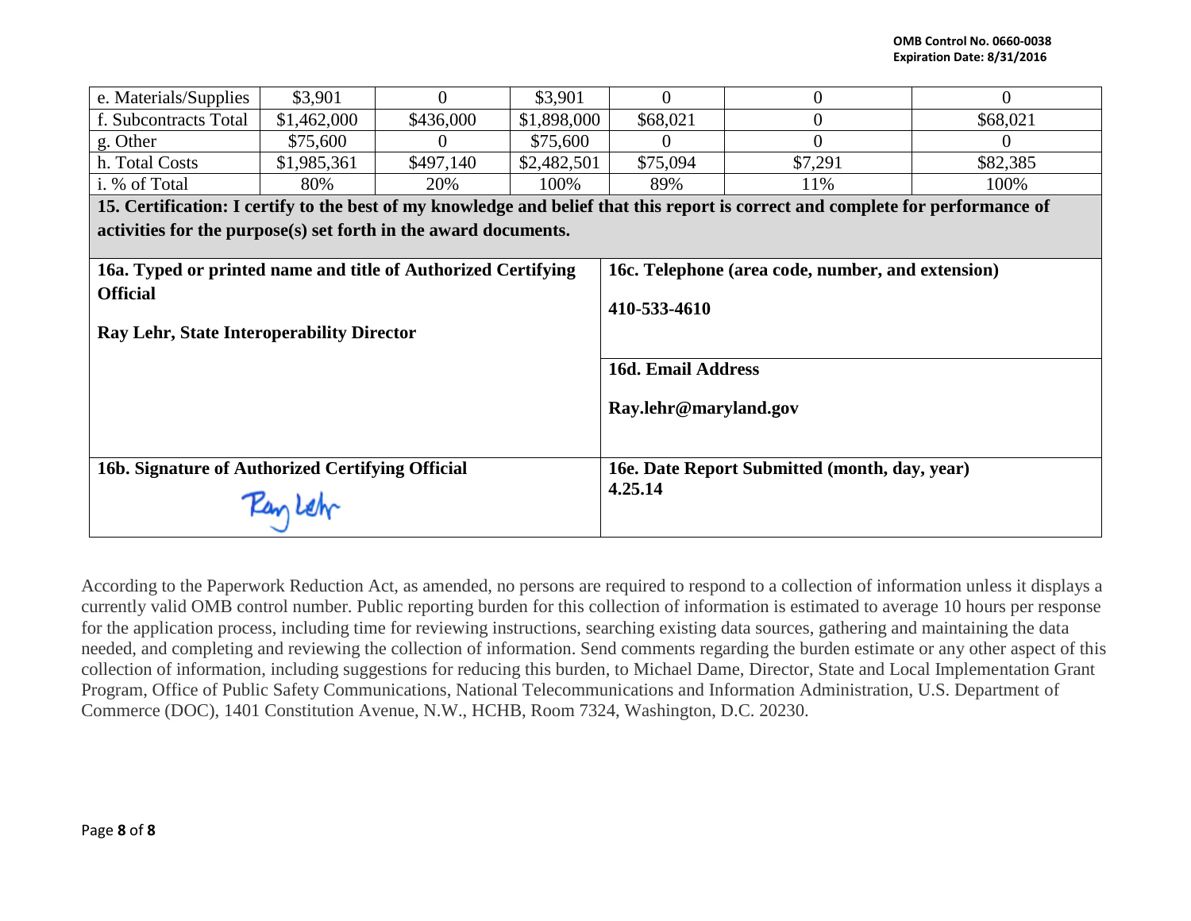| | | | | | | |
|---|---|---|---|---|---|---|
| e. Materials/Supplies | $3,901 | 0 | $3,901 | 0 | 0 | 0 |
| f. Subcontracts Total | $1,462,000 | $436,000 | $1,898,000 | $68,021 | 0 | $68,021 |
| g. Other | $75,600 | 0 | $75,600 | 0 | 0 | 0 |
| h. Total Costs | $1,985,361 | $497,140 | $2,482,501 | $75,094 | $7,291 | $82,385 |
| i. % of Total | 80% | 20% | 100% | 89% | 11% | 100% |

**15. Certification: I certify to the best of my knowledge and belief that this report is correct and complete for performance of activities for the purpose(s) set forth in the award documents.**

| | |
|---|---|
| **16a. Typed or printed name and title of Authorized Certifying Official**<br><br>**Ray Lehr, State Interoperability Director** | **16c. Telephone (area code, number, and extension)**<br><br>**410-533-4610** |
| | **16d. Email Address**<br><br>**Ray.lehr@maryland.gov** |
| **16b. Signature of Authorized Certifying Official**<br><br>Ray Lehr | **16e. Date Report Submitted (month, day, year)**<br>**4.25.14** |

According to the Paperwork Reduction Act, as amended, no persons are required to respond to a collection of information unless it displays a currently valid OMB control number. Public reporting burden for this collection of information is estimated to average 10 hours per response for the application process, including time for reviewing instructions, searching existing data sources, gathering and maintaining the data needed, and completing and reviewing the collection of information. Send comments regarding the burden estimate or any other aspect of this collection of information, including suggestions for reducing this burden, to Michael Dame, Director, State and Local Implementation Grant Program, Office of Public Safety Communications, National Telecommunications and Information Administration, U.S. Department of Commerce (DOC), 1401 Constitution Avenue, N.W., HCHB, Room 7324, Washington, D.C. 20230.